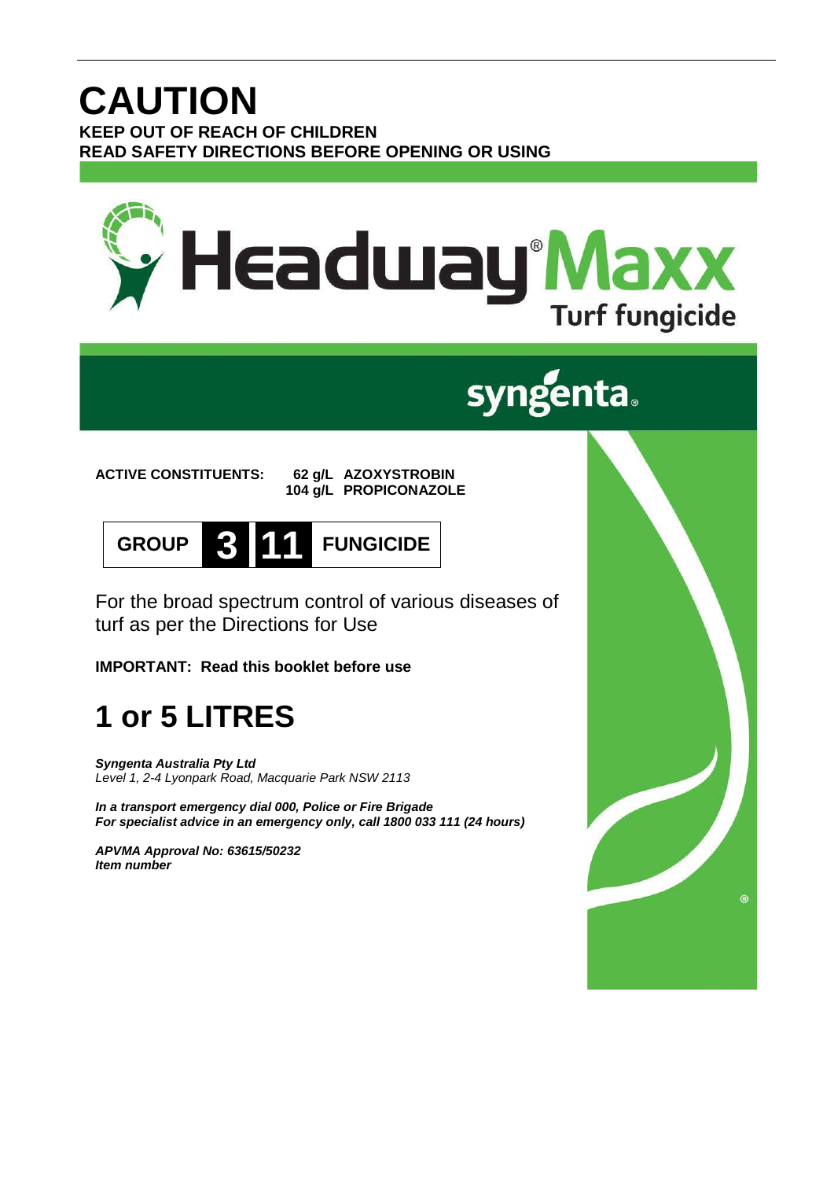# CAUTION

**KEEP OUT OF REACH OF CHILDREN**
**READ SAFETY DIRECTIONS BEFORE OPENING OR USING**

# Headway® Maxx

## Turf fungicide

syngenta®

**ACTIVE CONSTITUENTS:** **62 g/L AZOXYSTROBIN**
**104 g/L PROPICONAZOLE**

**GROUP 3 11 FUNGICIDE**

For the broad spectrum control of various diseases of turf as per the Directions for Use

**IMPORTANT: Read this booklet before use**

# 1 or 5 LITRES

***Syngenta Australia Pty Ltd***
*Level 1, 2-4 Lyonpark Road, Macquarie Park NSW 2113*

***In a transport emergency dial 000, Police or Fire Brigade***
***For specialist advice in an emergency only, call 1800 033 111 (24 hours)***

***APVMA Approval No: 63615/50232***
***Item number***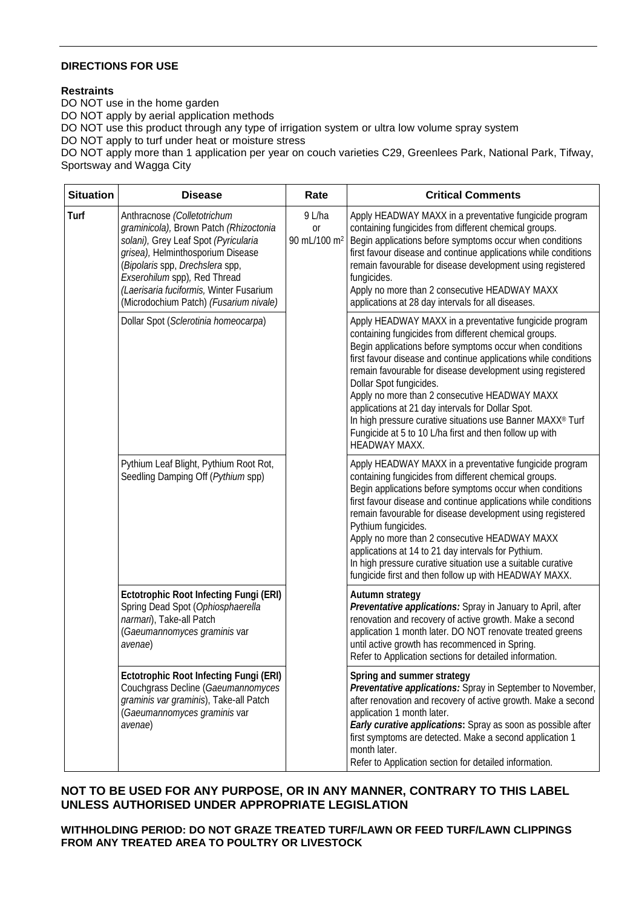**DIRECTIONS FOR USE**

**Restraints**

DO NOT use in the home garden
DO NOT apply by aerial application methods
DO NOT use this product through any type of irrigation system or ultra low volume spray system
DO NOT apply to turf under heat or moisture stress
DO NOT apply more than 1 application per year on couch varieties C29, Greenlees Park, National Park, Tifway, Sportsway and Wagga City

| Situation | Disease | Rate | Critical Comments |
|---|---|---|---|
| **Turf** | Anthracnose *(Colletotrichum graminicola)*, Brown Patch *(Rhizoctonia solani)*, Grey Leaf Spot *(Pyricularia grisea)*, Helminthosporium Disease (*Bipolaris* spp, *Drechslera* spp, *Exserohilum* spp), Red Thread *(Laerisaria fuciformis*, Winter Fusarium (Microdochium Patch) *(Fusarium nivale)* | 9 L/ha or 90 mL/100 m² | Apply HEADWAY MAXX in a preventative fungicide program containing fungicides from different chemical groups. Begin applications before symptoms occur when conditions first favour disease and continue applications while conditions remain favourable for disease development using registered fungicides. Apply no more than 2 consecutive HEADWAY MAXX applications at 28 day intervals for all diseases. |
| | Dollar Spot (*Sclerotinia homeocarpa*) | | Apply HEADWAY MAXX in a preventative fungicide program containing fungicides from different chemical groups. Begin applications before symptoms occur when conditions first favour disease and continue applications while conditions remain favourable for disease development using registered Dollar Spot fungicides. Apply no more than 2 consecutive HEADWAY MAXX applications at 21 day intervals for Dollar Spot. In high pressure curative situations use Banner MAXX® Turf Fungicide at 5 to 10 L/ha first and then follow up with HEADWAY MAXX. |
| | Pythium Leaf Blight, Pythium Root Rot, Seedling Damping Off (*Pythium* spp) | | Apply HEADWAY MAXX in a preventative fungicide program containing fungicides from different chemical groups. Begin applications before symptoms occur when conditions first favour disease and continue applications while conditions remain favourable for disease development using registered Pythium fungicides. Apply no more than 2 consecutive HEADWAY MAXX applications at 14 to 21 day intervals for Pythium. In high pressure curative situation use a suitable curative fungicide first and then follow up with HEADWAY MAXX. |
| | **Ectotrophic Root Infecting Fungi (ERI)** Spring Dead Spot (*Ophiosphaerella narmari*), Take-all Patch (*Gaeumannomyces graminis* var *avenae*) | | **Autumn strategy** ***Preventative applications:*** Spray in January to April, after renovation and recovery of active growth. Make a second application 1 month later. DO NOT renovate treated greens until active growth has recommenced in Spring. Refer to Application sections for detailed information. |
| | **Ectotrophic Root Infecting Fungi (ERI)** Couchgrass Decline (*Gaeumannomyces graminis var graminis*), Take-all Patch (*Gaeumannomyces graminis* var *avenae*) | | **Spring and summer strategy** ***Preventative applications:*** Spray in September to November, after renovation and recovery of active growth. Make a second application 1 month later. ***Early curative applications*:** Spray as soon as possible after first symptoms are detected. Make a second application 1 month later. Refer to Application section for detailed information. |

**NOT TO BE USED FOR ANY PURPOSE, OR IN ANY MANNER, CONTRARY TO THIS LABEL UNLESS AUTHORISED UNDER APPROPRIATE LEGISLATION**

**WITHHOLDING PERIOD: DO NOT GRAZE TREATED TURF/LAWN OR FEED TURF/LAWN CLIPPINGS FROM ANY TREATED AREA TO POULTRY OR LIVESTOCK**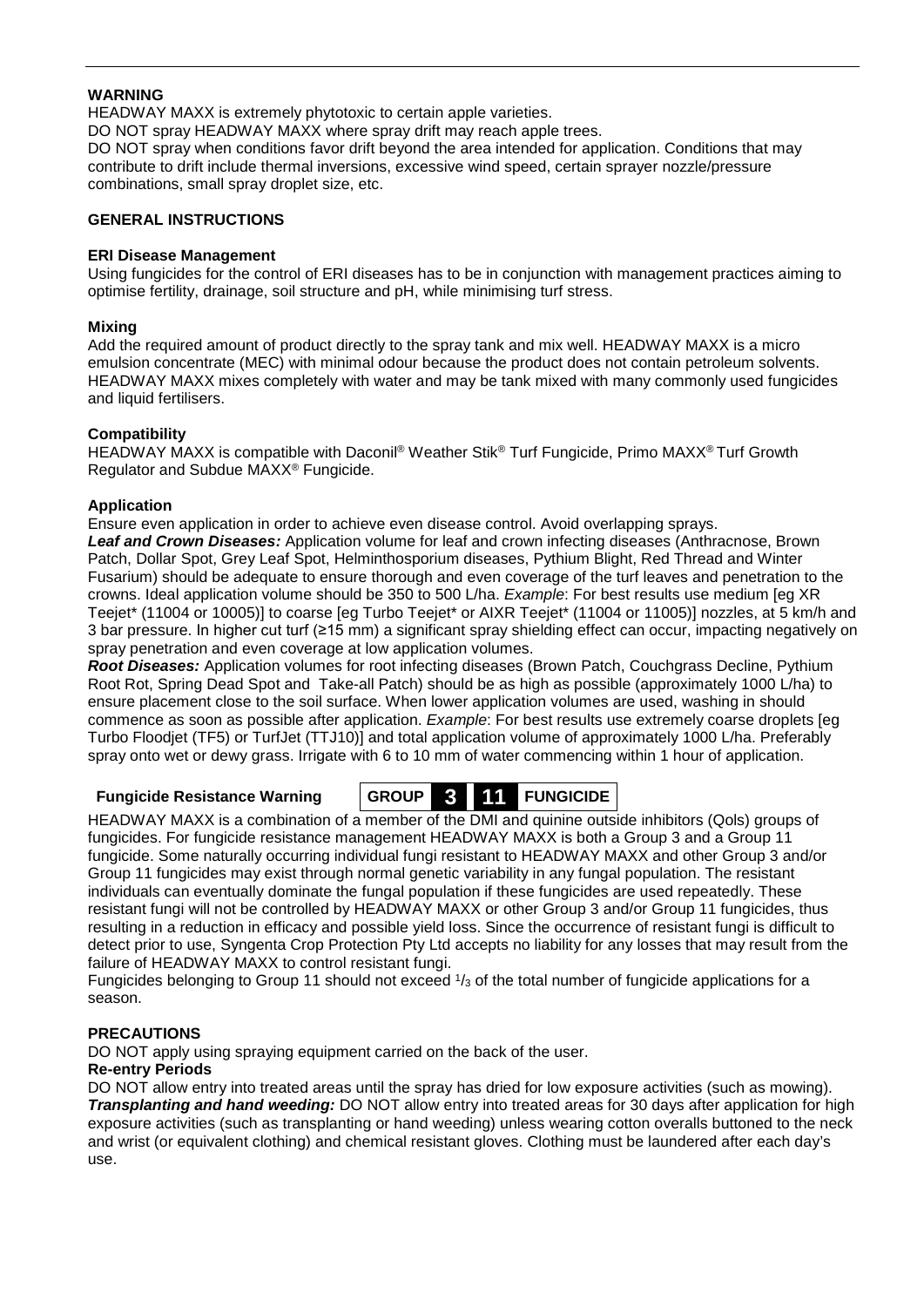**WARNING**

HEADWAY MAXX is extremely phytotoxic to certain apple varieties.

DO NOT spray HEADWAY MAXX where spray drift may reach apple trees.

DO NOT spray when conditions favor drift beyond the area intended for application. Conditions that may contribute to drift include thermal inversions, excessive wind speed, certain sprayer nozzle/pressure combinations, small spray droplet size, etc.

## GENERAL INSTRUCTIONS

### ERI Disease Management

Using fungicides for the control of ERI diseases has to be in conjunction with management practices aiming to optimise fertility, drainage, soil structure and pH, while minimising turf stress.

### Mixing

Add the required amount of product directly to the spray tank and mix well. HEADWAY MAXX is a micro emulsion concentrate (MEC) with minimal odour because the product does not contain petroleum solvents. HEADWAY MAXX mixes completely with water and may be tank mixed with many commonly used fungicides and liquid fertilisers.

### Compatibility

HEADWAY MAXX is compatible with Daconil® Weather Stik® Turf Fungicide, Primo MAXX® Turf Growth Regulator and Subdue MAXX® Fungicide.

### Application

Ensure even application in order to achieve even disease control. Avoid overlapping sprays.

***Leaf and Crown Diseases:*** Application volume for leaf and crown infecting diseases (Anthracnose, Brown Patch, Dollar Spot, Grey Leaf Spot, Helminthosporium diseases, Pythium Blight, Red Thread and Winter Fusarium) should be adequate to ensure thorough and even coverage of the turf leaves and penetration to the crowns. Ideal application volume should be 350 to 500 L/ha. *Example*: For best results use medium [eg XR Teejet* (11004 or 10005)] to coarse [eg Turbo Teejet* or AIXR Teejet* (11004 or 11005)] nozzles, at 5 km/h and 3 bar pressure. In higher cut turf (≥15 mm) a significant spray shielding effect can occur, impacting negatively on spray penetration and even coverage at low application volumes.

***Root Diseases:*** Application volumes for root infecting diseases (Brown Patch, Couchgrass Decline, Pythium Root Rot, Spring Dead Spot and Take-all Patch) should be as high as possible (approximately 1000 L/ha) to ensure placement close to the soil surface. When lower application volumes are used, washing in should commence as soon as possible after application. *Example*: For best results use extremely coarse droplets [eg Turbo Floodjet (TF5) or TurfJet (TTJ10)] and total application volume of approximately 1000 L/ha. Preferably spray onto wet or dewy grass. Irrigate with 6 to 10 mm of water commencing within 1 hour of application.

**Fungicide Resistance Warning** **GROUP 3 11 FUNGICIDE**

HEADWAY MAXX is a combination of a member of the DMI and quinine outside inhibitors (QoIs) groups of fungicides. For fungicide resistance management HEADWAY MAXX is both a Group 3 and a Group 11 fungicide. Some naturally occurring individual fungi resistant to HEADWAY MAXX and other Group 3 and/or Group 11 fungicides may exist through normal genetic variability in any fungal population. The resistant individuals can eventually dominate the fungal population if these fungicides are used repeatedly. These resistant fungi will not be controlled by HEADWAY MAXX or other Group 3 and/or Group 11 fungicides, thus resulting in a reduction in efficacy and possible yield loss. Since the occurrence of resistant fungi is difficult to detect prior to use, Syngenta Crop Protection Pty Ltd accepts no liability for any losses that may result from the failure of HEADWAY MAXX to control resistant fungi.

Fungicides belonging to Group 11 should not exceed 1/3 of the total number of fungicide applications for a season.

## PRECAUTIONS

DO NOT apply using spraying equipment carried on the back of the user.

### Re-entry Periods

DO NOT allow entry into treated areas until the spray has dried for low exposure activities (such as mowing).

***Transplanting and hand weeding:*** DO NOT allow entry into treated areas for 30 days after application for high exposure activities (such as transplanting or hand weeding) unless wearing cotton overalls buttoned to the neck and wrist (or equivalent clothing) and chemical resistant gloves. Clothing must be laundered after each day's use.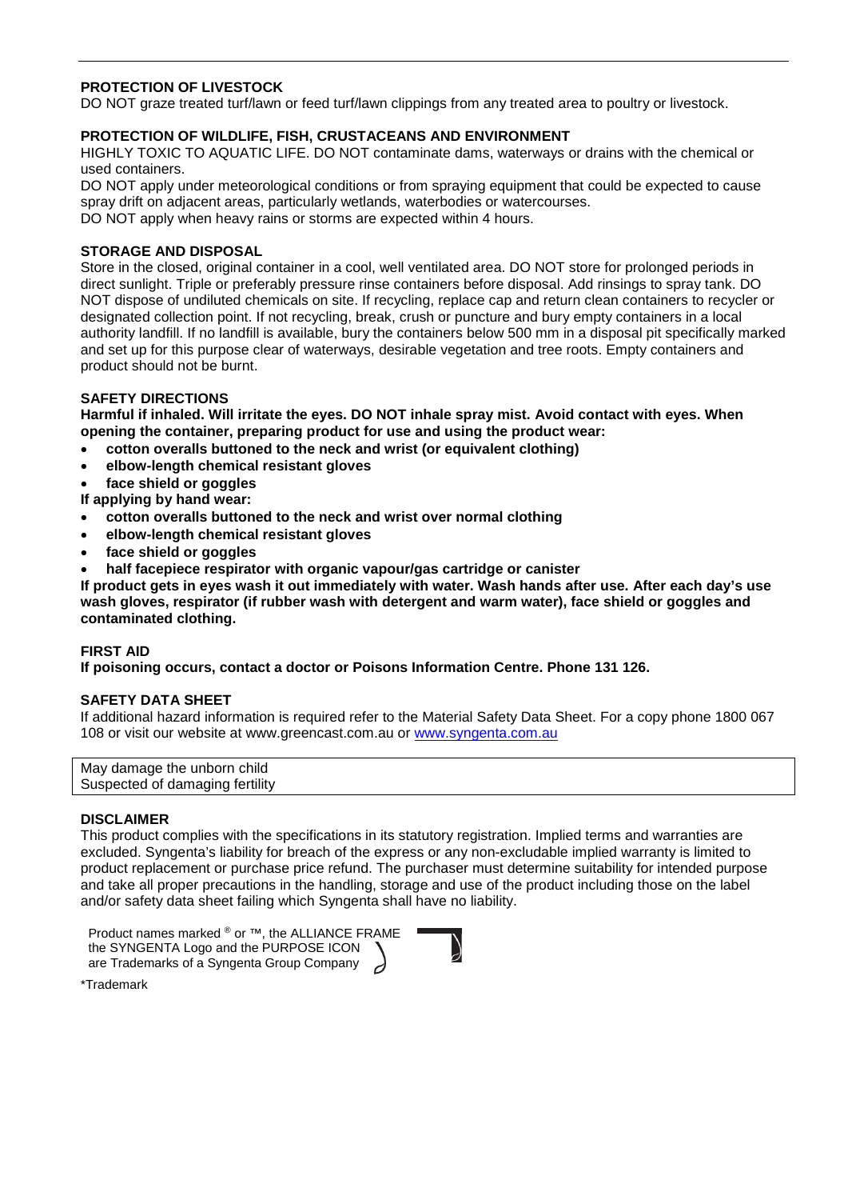**PROTECTION OF LIVESTOCK**

DO NOT graze treated turf/lawn or feed turf/lawn clippings from any treated area to poultry or livestock.

**PROTECTION OF WILDLIFE, FISH, CRUSTACEANS AND ENVIRONMENT**

HIGHLY TOXIC TO AQUATIC LIFE. DO NOT contaminate dams, waterways or drains with the chemical or used containers.

DO NOT apply under meteorological conditions or from spraying equipment that could be expected to cause spray drift on adjacent areas, particularly wetlands, waterbodies or watercourses.

DO NOT apply when heavy rains or storms are expected within 4 hours.

**STORAGE AND DISPOSAL**

Store in the closed, original container in a cool, well ventilated area. DO NOT store for prolonged periods in direct sunlight. Triple or preferably pressure rinse containers before disposal. Add rinsings to spray tank. DO NOT dispose of undiluted chemicals on site. If recycling, replace cap and return clean containers to recycler or designated collection point. If not recycling, break, crush or puncture and bury empty containers in a local authority landfill. If no landfill is available, bury the containers below 500 mm in a disposal pit specifically marked and set up for this purpose clear of waterways, desirable vegetation and tree roots. Empty containers and product should not be burnt.

**SAFETY DIRECTIONS**

**Harmful if inhaled. Will irritate the eyes. DO NOT inhale spray mist. Avoid contact with eyes. When opening the container, preparing product for use and using the product wear:**

- **cotton overalls buttoned to the neck and wrist (or equivalent clothing)**
- **elbow-length chemical resistant gloves**
- **face shield or goggles**

**If applying by hand wear:**

- **cotton overalls buttoned to the neck and wrist over normal clothing**
- **elbow-length chemical resistant gloves**
- **face shield or goggles**
- **half facepiece respirator with organic vapour/gas cartridge or canister**

**If product gets in eyes wash it out immediately with water. Wash hands after use. After each day's use wash gloves, respirator (if rubber wash with detergent and warm water), face shield or goggles and contaminated clothing.**

**FIRST AID**

**If poisoning occurs, contact a doctor or Poisons Information Centre. Phone 131 126.**

**SAFETY DATA SHEET**

If additional hazard information is required refer to the Material Safety Data Sheet. For a copy phone 1800 067 108 or visit our website at www.greencast.com.au or www.syngenta.com.au

May damage the unborn child
Suspected of damaging fertility

**DISCLAIMER**

This product complies with the specifications in its statutory registration. Implied terms and warranties are excluded. Syngenta's liability for breach of the express or any non-excludable implied warranty is limited to product replacement or purchase price refund. The purchaser must determine suitability for intended purpose and take all proper precautions in the handling, storage and use of the product including those on the label and/or safety data sheet failing which Syngenta shall have no liability.

Product names marked ® or ™, the ALLIANCE FRAME the SYNGENTA Logo and the PURPOSE ICON are Trademarks of a Syngenta Group Company

*Trademark